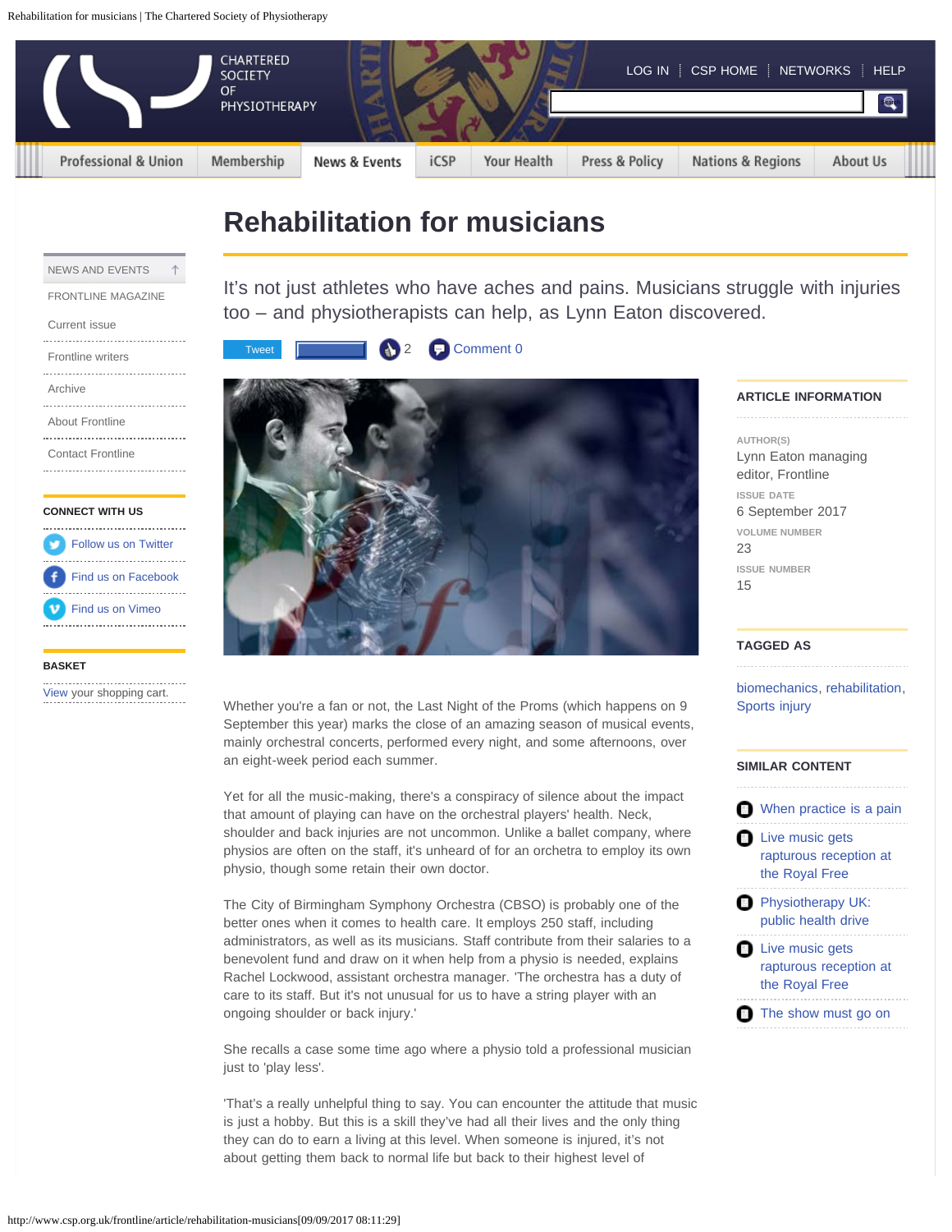# Rehabilitation for musicians

It's not just athletes who have aches and pains. Musicians struggle with injuries too – and physiotherapists can help, as Lynn Eaton discovered.

Tweet 2 Comment 0

Whether you're a fan or not, the Last Night of the Proms (which happens on 9 September this year) marks the close of an amazing season of musical events, mainly orchestral concerts, performed every night, and some afternoons, over an eight-week period each summer.

Yet for all the music-making, there's a conspiracy of silence about the impact that amount of playing can have on the orchestral players' health. Neck, shoulder and back injuries are not uncommon. Unlike a ballet company, where physios are often on the staff, it's unheard of for an orchetra to employ its own physio, though some retain their own doctor.

The City of Birmingham Symphony Orchestra (CBSO) is probably one of the better ones when it comes to health care. It employs 250 staff, including administrators, as well as its musicians. Staff contribute from their salaries to a benevolent fund and draw on it when help from a physio is needed, explains Rachel Lockwood, assistant orchestra manager. 'The orchestra has a duty of care to its staff. But it's not unusual for us to have a string player with an ongoing shoulder or back injury.'

She recalls a case some time ago where a physio told a professional musician just to 'play less'.

'That's a really unhelpful thing to say. You can encounter the attitude that music is just a hobby. But this is a skill they've had all their lives and the only thing they can do to earn a living at this level. When someone is injured, it's not about getting them back to normal life but back to their highest level of

**ARTICLE INFORMATION**

AUTHOR(S)
Lynn Eaton managing editor, Frontline

ISSUE DATE
6 September 2017

VOLUME NUMBER
23

ISSUE NUMBER
15

**TAGGED AS**

biomechanics, rehabilitation, Sports injury

**SIMILAR CONTENT**

- When practice is a pain
- Live music gets rapturous reception at the Royal Free
- Physiotherapy UK: public health drive
- Live music gets rapturous reception at the Royal Free
- The show must go on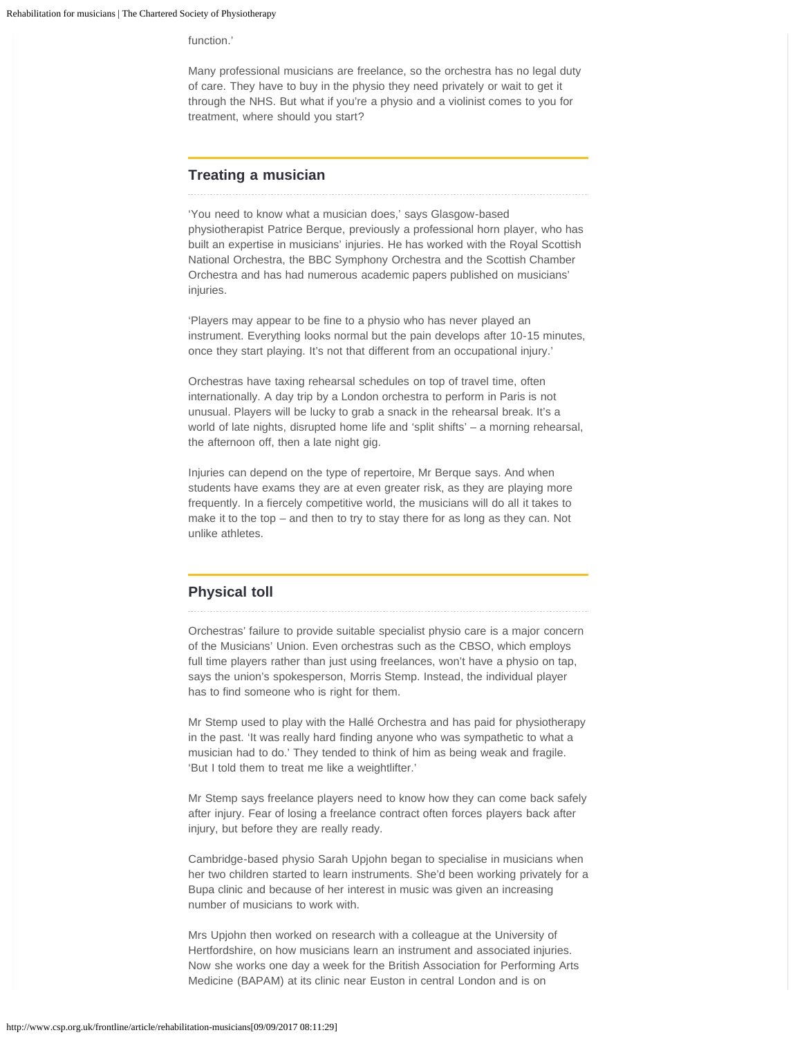function.'

Many professional musicians are freelance, so the orchestra has no legal duty of care. They have to buy in the physio they need privately or wait to get it through the NHS. But what if you're a physio and a violinist comes to you for treatment, where should you start?

## Treating a musician

'You need to know what a musician does,' says Glasgow-based physiotherapist Patrice Berque, previously a professional horn player, who has built an expertise in musicians' injuries. He has worked with the Royal Scottish National Orchestra, the BBC Symphony Orchestra and the Scottish Chamber Orchestra and has had numerous academic papers published on musicians' injuries.

'Players may appear to be fine to a physio who has never played an instrument. Everything looks normal but the pain develops after 10-15 minutes, once they start playing. It's not that different from an occupational injury.'

Orchestras have taxing rehearsal schedules on top of travel time, often internationally. A day trip by a London orchestra to perform in Paris is not unusual. Players will be lucky to grab a snack in the rehearsal break. It's a world of late nights, disrupted home life and 'split shifts' – a morning rehearsal, the afternoon off, then a late night gig.

Injuries can depend on the type of repertoire, Mr Berque says. And when students have exams they are at even greater risk, as they are playing more frequently. In a fiercely competitive world, the musicians will do all it takes to make it to the top – and then to try to stay there for as long as they can. Not unlike athletes.

## Physical toll

Orchestras' failure to provide suitable specialist physio care is a major concern of the Musicians' Union. Even orchestras such as the CBSO, which employs full time players rather than just using freelances, won't have a physio on tap, says the union's spokesperson, Morris Stemp. Instead, the individual player has to find someone who is right for them.

Mr Stemp used to play with the Hallé Orchestra and has paid for physiotherapy in the past. 'It was really hard finding anyone who was sympathetic to what a musician had to do.' They tended to think of him as being weak and fragile. 'But I told them to treat me like a weightlifter.'

Mr Stemp says freelance players need to know how they can come back safely after injury. Fear of losing a freelance contract often forces players back after injury, but before they are really ready.

Cambridge-based physio Sarah Upjohn began to specialise in musicians when her two children started to learn instruments. She'd been working privately for a Bupa clinic and because of her interest in music was given an increasing number of musicians to work with.

Mrs Upjohn then worked on research with a colleague at the University of Hertfordshire, on how musicians learn an instrument and associated injuries. Now she works one day a week for the British Association for Performing Arts Medicine (BAPAM) at its clinic near Euston in central London and is on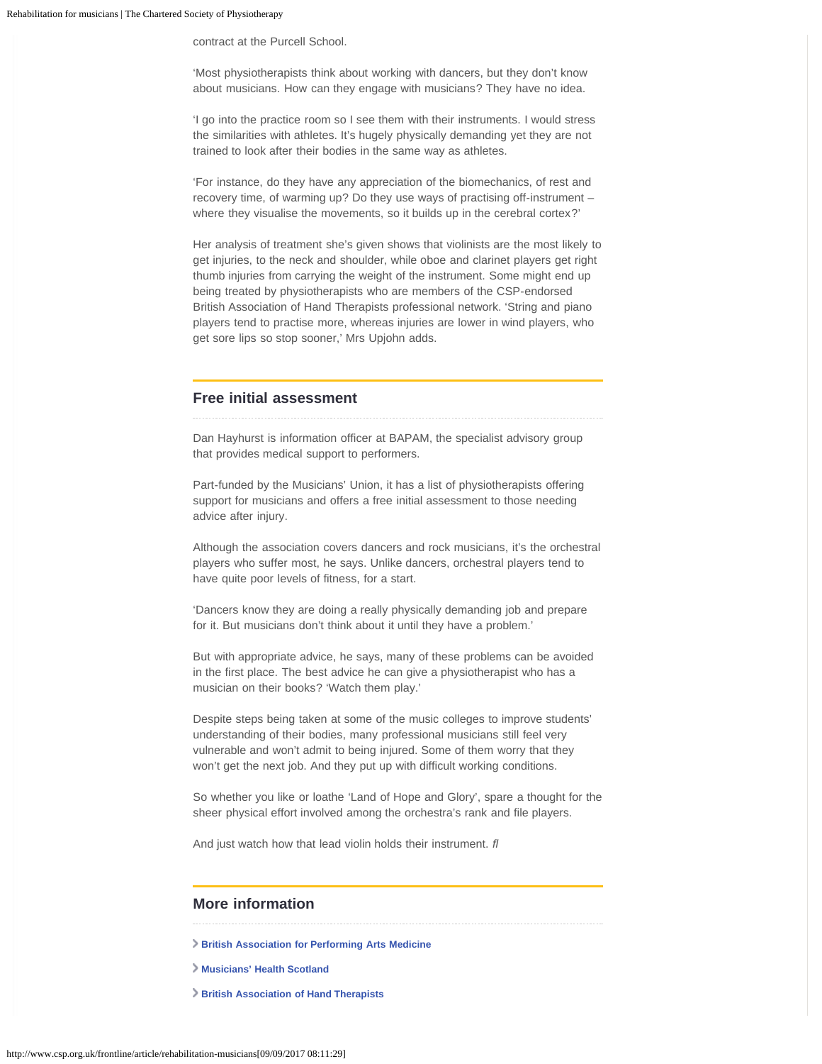contract at the Purcell School.

'Most physiotherapists think about working with dancers, but they don't know about musicians. How can they engage with musicians? They have no idea.

'I go into the practice room so I see them with their instruments. I would stress the similarities with athletes. It's hugely physically demanding yet they are not trained to look after their bodies in the same way as athletes.

'For instance, do they have any appreciation of the biomechanics, of rest and recovery time, of warming up? Do they use ways of practising off-instrument – where they visualise the movements, so it builds up in the cerebral cortex?'

Her analysis of treatment she's given shows that violinists are the most likely to get injuries, to the neck and shoulder, while oboe and clarinet players get right thumb injuries from carrying the weight of the instrument. Some might end up being treated by physiotherapists who are members of the CSP-endorsed British Association of Hand Therapists professional network. 'String and piano players tend to practise more, whereas injuries are lower in wind players, who get sore lips so stop sooner,' Mrs Upjohn adds.

## Free initial assessment

Dan Hayhurst is information officer at BAPAM, the specialist advisory group that provides medical support to performers.

Part-funded by the Musicians' Union, it has a list of physiotherapists offering support for musicians and offers a free initial assessment to those needing advice after injury.

Although the association covers dancers and rock musicians, it's the orchestral players who suffer most, he says. Unlike dancers, orchestral players tend to have quite poor levels of fitness, for a start.

'Dancers know they are doing a really physically demanding job and prepare for it. But musicians don't think about it until they have a problem.'

But with appropriate advice, he says, many of these problems can be avoided in the first place. The best advice he can give a physiotherapist who has a musician on their books? 'Watch them play.'

Despite steps being taken at some of the music colleges to improve students' understanding of their bodies, many professional musicians still feel very vulnerable and won't admit to being injured. Some of them worry that they won't get the next job. And they put up with difficult working conditions.

So whether you like or loathe 'Land of Hope and Glory', spare a thought for the sheer physical effort involved among the orchestra's rank and file players.

And just watch how that lead violin holds their instrument. *fl*

## More information

- **British Association for Performing Arts Medicine**
- **Musicians' Health Scotland**
- **British Association of Hand Therapists**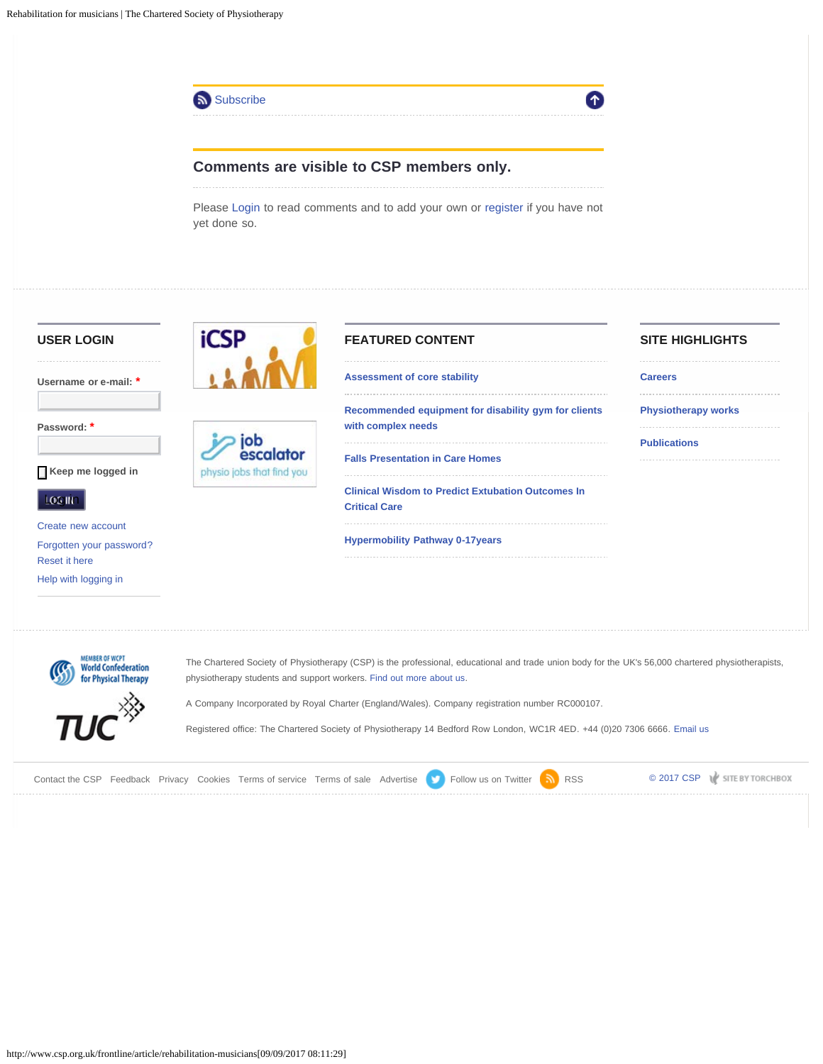Subscribe

## Comments are visible to CSP members only.

Please Login to read comments and to add your own or register if you have not yet done so.

### USER LOGIN

Username or e-mail: *

Password: *

Keep me logged in

Log in

Create new account

Forgotten your password? Reset it here

Help with logging in

### FEATURED CONTENT

**Assessment of core stability**

**Recommended equipment for disability gym for clients with complex needs**

**Falls Presentation in Care Homes**

**Clinical Wisdom to Predict Extubation Outcomes In Critical Care**

**Hypermobility Pathway 0-17years**

### SITE HIGHLIGHTS

**Careers**

**Physiotherapy works**

**Publications**

The Chartered Society of Physiotherapy (CSP) is the professional, educational and trade union body for the UK's 56,000 chartered physiotherapists, physiotherapy students and support workers. Find out more about us.

A Company Incorporated by Royal Charter (England/Wales). Company registration number RC000107.

Registered office: The Chartered Society of Physiotherapy 14 Bedford Row London, WC1R 4ED. +44 (0)20 7306 6666. Email us

Contact the CSP Feedback Privacy Cookies Terms of service Terms of sale Advertise Follow us on Twitter RSS

© 2017 CSP